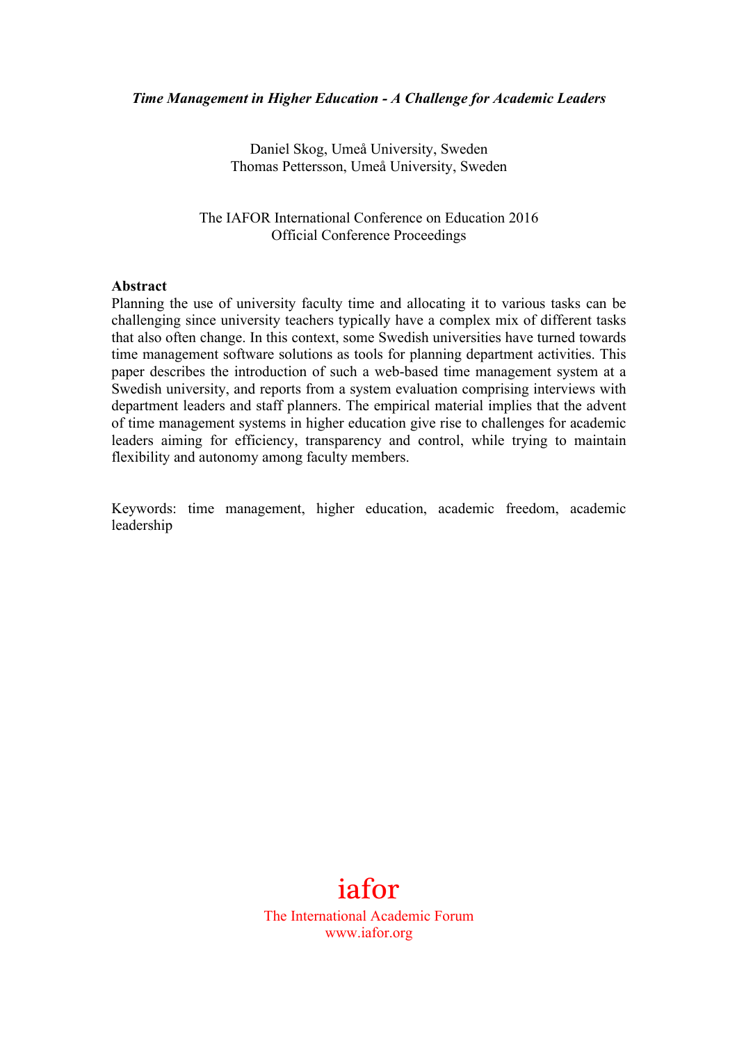# *Time Management in Higher Education - A Challenge for Academic Leaders*

Daniel Skog, Umeå University, Sweden
Thomas Pettersson, Umeå University, Sweden

The IAFOR International Conference on Education 2016
Official Conference Proceedings

**Abstract**

Planning the use of university faculty time and allocating it to various tasks can be challenging since university teachers typically have a complex mix of different tasks that also often change. In this context, some Swedish universities have turned towards time management software solutions as tools for planning department activities. This paper describes the introduction of such a web-based time management system at a Swedish university, and reports from a system evaluation comprising interviews with department leaders and staff planners. The empirical material implies that the advent of time management systems in higher education give rise to challenges for academic leaders aiming for efficiency, transparency and control, while trying to maintain flexibility and autonomy among faculty members.

Keywords: time management, higher education, academic freedom, academic leadership

iafor
The International Academic Forum
www.iafor.org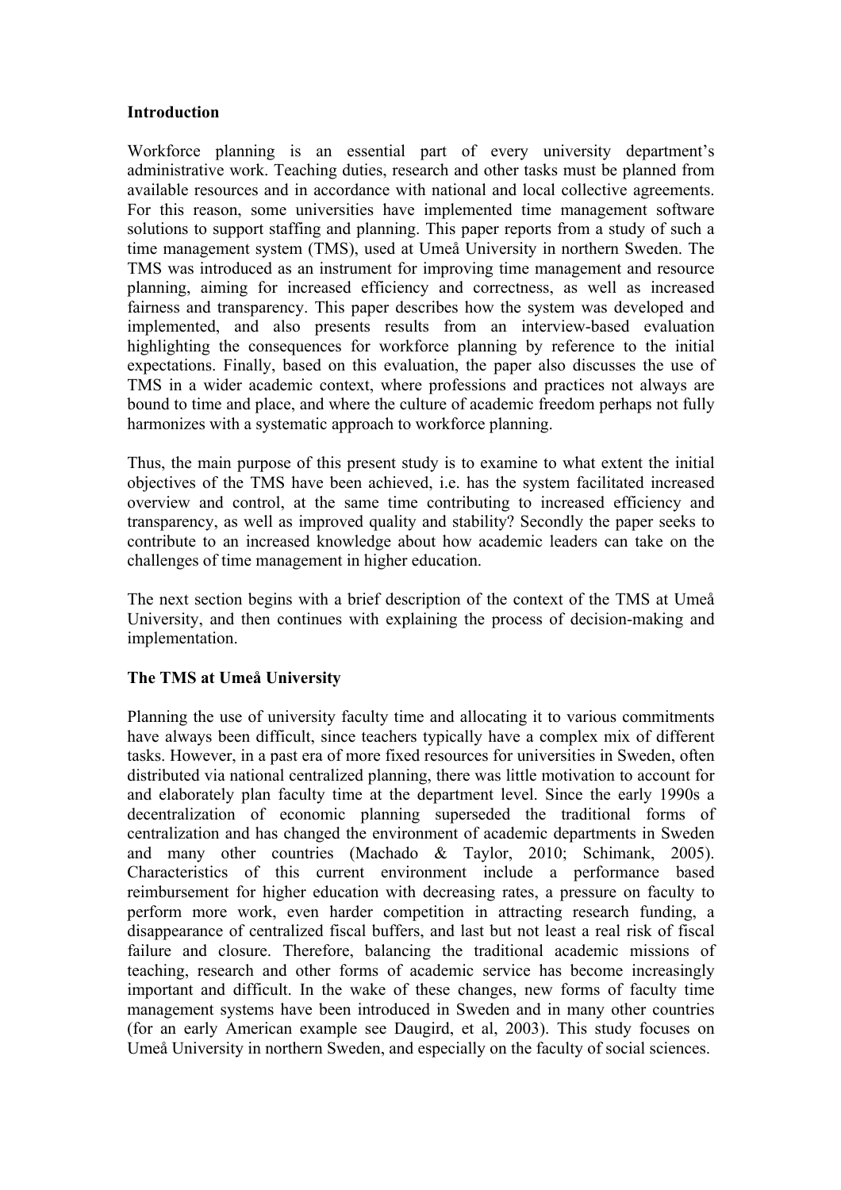## Introduction

Workforce planning is an essential part of every university department's administrative work. Teaching duties, research and other tasks must be planned from available resources and in accordance with national and local collective agreements. For this reason, some universities have implemented time management software solutions to support staffing and planning. This paper reports from a study of such a time management system (TMS), used at Umeå University in northern Sweden. The TMS was introduced as an instrument for improving time management and resource planning, aiming for increased efficiency and correctness, as well as increased fairness and transparency. This paper describes how the system was developed and implemented, and also presents results from an interview-based evaluation highlighting the consequences for workforce planning by reference to the initial expectations. Finally, based on this evaluation, the paper also discusses the use of TMS in a wider academic context, where professions and practices not always are bound to time and place, and where the culture of academic freedom perhaps not fully harmonizes with a systematic approach to workforce planning.

Thus, the main purpose of this present study is to examine to what extent the initial objectives of the TMS have been achieved, i.e. has the system facilitated increased overview and control, at the same time contributing to increased efficiency and transparency, as well as improved quality and stability? Secondly the paper seeks to contribute to an increased knowledge about how academic leaders can take on the challenges of time management in higher education.

The next section begins with a brief description of the context of the TMS at Umeå University, and then continues with explaining the process of decision-making and implementation.

## The TMS at Umeå University

Planning the use of university faculty time and allocating it to various commitments have always been difficult, since teachers typically have a complex mix of different tasks. However, in a past era of more fixed resources for universities in Sweden, often distributed via national centralized planning, there was little motivation to account for and elaborately plan faculty time at the department level. Since the early 1990s a decentralization of economic planning superseded the traditional forms of centralization and has changed the environment of academic departments in Sweden and many other countries (Machado & Taylor, 2010; Schimank, 2005). Characteristics of this current environment include a performance based reimbursement for higher education with decreasing rates, a pressure on faculty to perform more work, even harder competition in attracting research funding, a disappearance of centralized fiscal buffers, and last but not least a real risk of fiscal failure and closure. Therefore, balancing the traditional academic missions of teaching, research and other forms of academic service has become increasingly important and difficult. In the wake of these changes, new forms of faculty time management systems have been introduced in Sweden and in many other countries (for an early American example see Daugird, et al, 2003). This study focuses on Umeå University in northern Sweden, and especially on the faculty of social sciences.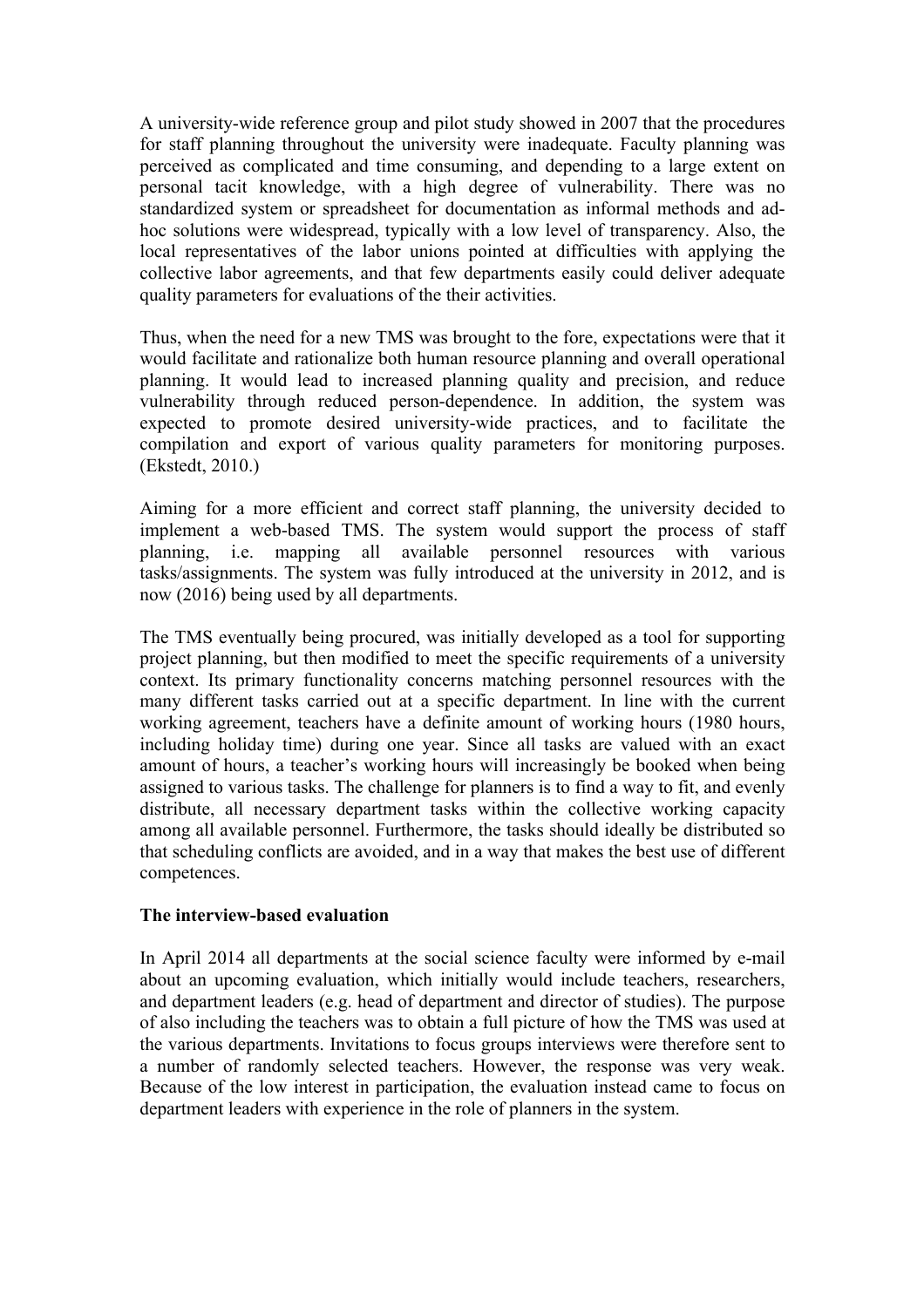A university-wide reference group and pilot study showed in 2007 that the procedures for staff planning throughout the university were inadequate. Faculty planning was perceived as complicated and time consuming, and depending to a large extent on personal tacit knowledge, with a high degree of vulnerability. There was no standardized system or spreadsheet for documentation as informal methods and ad-hoc solutions were widespread, typically with a low level of transparency. Also, the local representatives of the labor unions pointed at difficulties with applying the collective labor agreements, and that few departments easily could deliver adequate quality parameters for evaluations of the their activities.

Thus, when the need for a new TMS was brought to the fore, expectations were that it would facilitate and rationalize both human resource planning and overall operational planning. It would lead to increased planning quality and precision, and reduce vulnerability through reduced person-dependence. In addition, the system was expected to promote desired university-wide practices, and to facilitate the compilation and export of various quality parameters for monitoring purposes. (Ekstedt, 2010.)

Aiming for a more efficient and correct staff planning, the university decided to implement a web-based TMS. The system would support the process of staff planning, i.e. mapping all available personnel resources with various tasks/assignments. The system was fully introduced at the university in 2012, and is now (2016) being used by all departments.

The TMS eventually being procured, was initially developed as a tool for supporting project planning, but then modified to meet the specific requirements of a university context. Its primary functionality concerns matching personnel resources with the many different tasks carried out at a specific department. In line with the current working agreement, teachers have a definite amount of working hours (1980 hours, including holiday time) during one year. Since all tasks are valued with an exact amount of hours, a teacher's working hours will increasingly be booked when being assigned to various tasks. The challenge for planners is to find a way to fit, and evenly distribute, all necessary department tasks within the collective working capacity among all available personnel. Furthermore, the tasks should ideally be distributed so that scheduling conflicts are avoided, and in a way that makes the best use of different competences.

**The interview-based evaluation**

In April 2014 all departments at the social science faculty were informed by e-mail about an upcoming evaluation, which initially would include teachers, researchers, and department leaders (e.g. head of department and director of studies). The purpose of also including the teachers was to obtain a full picture of how the TMS was used at the various departments. Invitations to focus groups interviews were therefore sent to a number of randomly selected teachers. However, the response was very weak. Because of the low interest in participation, the evaluation instead came to focus on department leaders with experience in the role of planners in the system.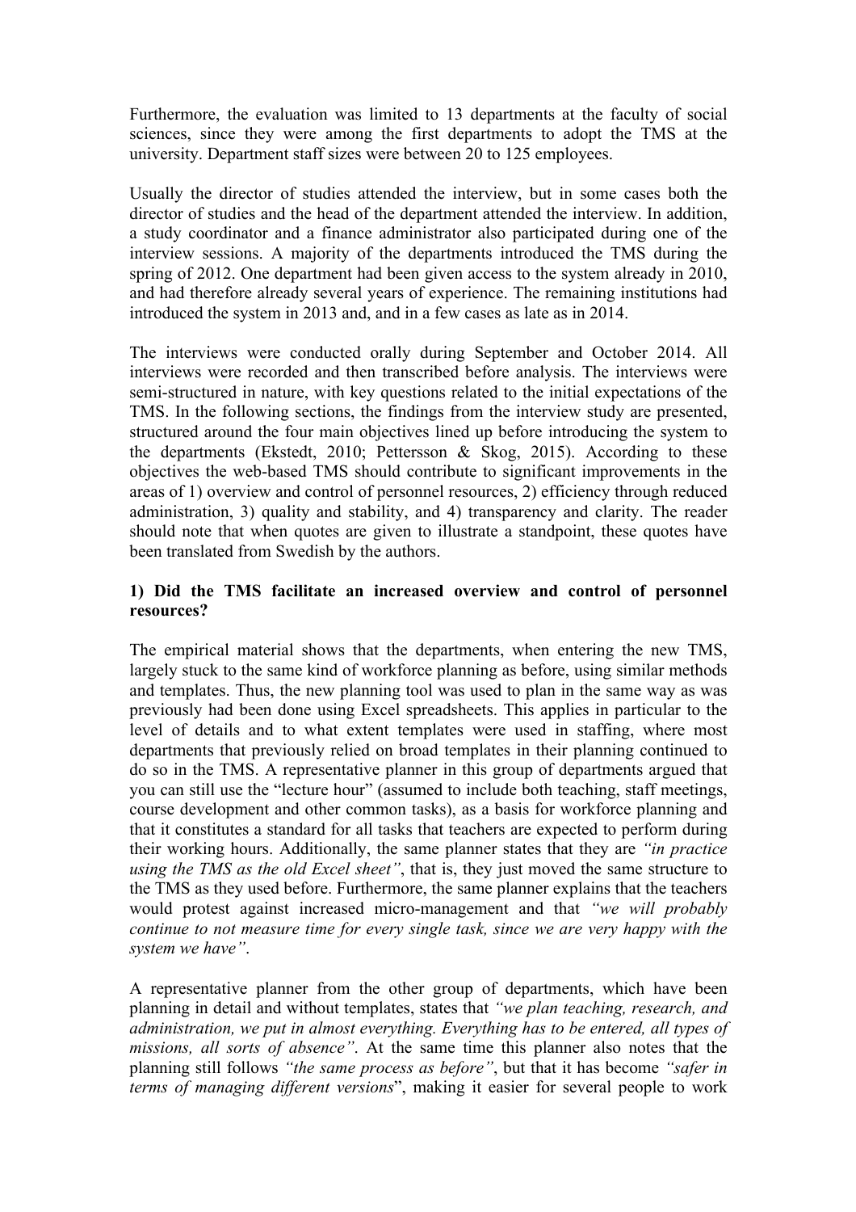Furthermore, the evaluation was limited to 13 departments at the faculty of social sciences, since they were among the first departments to adopt the TMS at the university. Department staff sizes were between 20 to 125 employees.

Usually the director of studies attended the interview, but in some cases both the director of studies and the head of the department attended the interview. In addition, a study coordinator and a finance administrator also participated during one of the interview sessions. A majority of the departments introduced the TMS during the spring of 2012. One department had been given access to the system already in 2010, and had therefore already several years of experience. The remaining institutions had introduced the system in 2013 and, and in a few cases as late as in 2014.

The interviews were conducted orally during September and October 2014. All interviews were recorded and then transcribed before analysis. The interviews were semi-structured in nature, with key questions related to the initial expectations of the TMS. In the following sections, the findings from the interview study are presented, structured around the four main objectives lined up before introducing the system to the departments (Ekstedt, 2010; Pettersson & Skog, 2015). According to these objectives the web-based TMS should contribute to significant improvements in the areas of 1) overview and control of personnel resources, 2) efficiency through reduced administration, 3) quality and stability, and 4) transparency and clarity. The reader should note that when quotes are given to illustrate a standpoint, these quotes have been translated from Swedish by the authors.

**1) Did the TMS facilitate an increased overview and control of personnel resources?**

The empirical material shows that the departments, when entering the new TMS, largely stuck to the same kind of workforce planning as before, using similar methods and templates. Thus, the new planning tool was used to plan in the same way as was previously had been done using Excel spreadsheets. This applies in particular to the level of details and to what extent templates were used in staffing, where most departments that previously relied on broad templates in their planning continued to do so in the TMS. A representative planner in this group of departments argued that you can still use the "lecture hour" (assumed to include both teaching, staff meetings, course development and other common tasks), as a basis for workforce planning and that it constitutes a standard for all tasks that teachers are expected to perform during their working hours. Additionally, the same planner states that they are *"in practice using the TMS as the old Excel sheet"*, that is, they just moved the same structure to the TMS as they used before. Furthermore, the same planner explains that the teachers would protest against increased micro-management and that *"we will probably continue to not measure time for every single task, since we are very happy with the system we have"*.

A representative planner from the other group of departments, which have been planning in detail and without templates, states that *"we plan teaching, research, and administration, we put in almost everything. Everything has to be entered, all types of missions, all sorts of absence"*. At the same time this planner also notes that the planning still follows *"the same process as before"*, but that it has become *"safer in terms of managing different versions*", making it easier for several people to work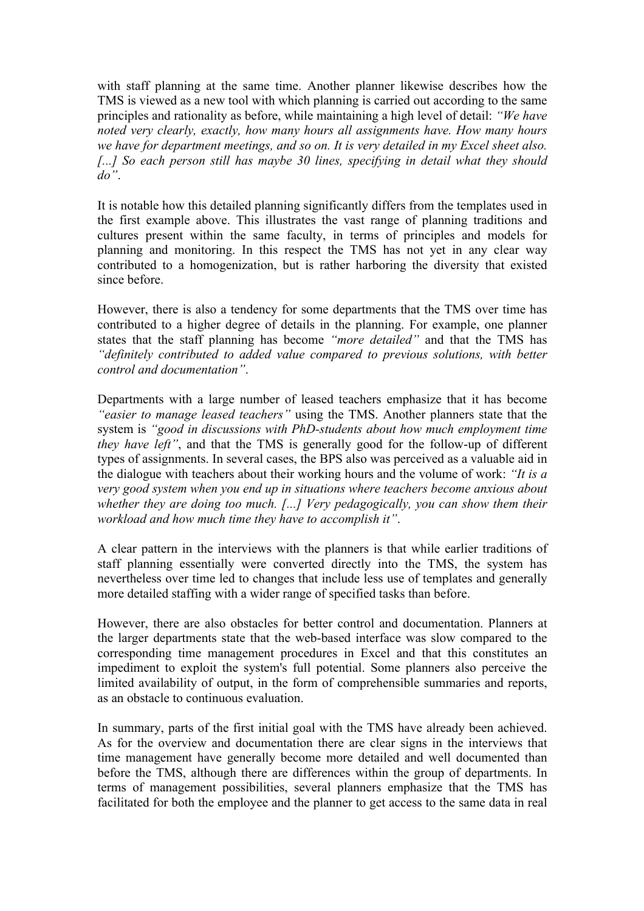with staff planning at the same time. Another planner likewise describes how the TMS is viewed as a new tool with which planning is carried out according to the same principles and rationality as before, while maintaining a high level of detail: *"We have noted very clearly, exactly, how many hours all assignments have. How many hours we have for department meetings, and so on. It is very detailed in my Excel sheet also. [...] So each person still has maybe 30 lines, specifying in detail what they should do"*.

It is notable how this detailed planning significantly differs from the templates used in the first example above. This illustrates the vast range of planning traditions and cultures present within the same faculty, in terms of principles and models for planning and monitoring. In this respect the TMS has not yet in any clear way contributed to a homogenization, but is rather harboring the diversity that existed since before.

However, there is also a tendency for some departments that the TMS over time has contributed to a higher degree of details in the planning. For example, one planner states that the staff planning has become *"more detailed"* and that the TMS has *"definitely contributed to added value compared to previous solutions, with better control and documentation"*.

Departments with a large number of leased teachers emphasize that it has become *"easier to manage leased teachers"* using the TMS. Another planners state that the system is *"good in discussions with PhD-students about how much employment time they have left"*, and that the TMS is generally good for the follow-up of different types of assignments. In several cases, the BPS also was perceived as a valuable aid in the dialogue with teachers about their working hours and the volume of work: *"It is a very good system when you end up in situations where teachers become anxious about whether they are doing too much. [...] Very pedagogically, you can show them their workload and how much time they have to accomplish it"*.

A clear pattern in the interviews with the planners is that while earlier traditions of staff planning essentially were converted directly into the TMS, the system has nevertheless over time led to changes that include less use of templates and generally more detailed staffing with a wider range of specified tasks than before.

However, there are also obstacles for better control and documentation. Planners at the larger departments state that the web-based interface was slow compared to the corresponding time management procedures in Excel and that this constitutes an impediment to exploit the system's full potential. Some planners also perceive the limited availability of output, in the form of comprehensible summaries and reports, as an obstacle to continuous evaluation.

In summary, parts of the first initial goal with the TMS have already been achieved. As for the overview and documentation there are clear signs in the interviews that time management have generally become more detailed and well documented than before the TMS, although there are differences within the group of departments. In terms of management possibilities, several planners emphasize that the TMS has facilitated for both the employee and the planner to get access to the same data in real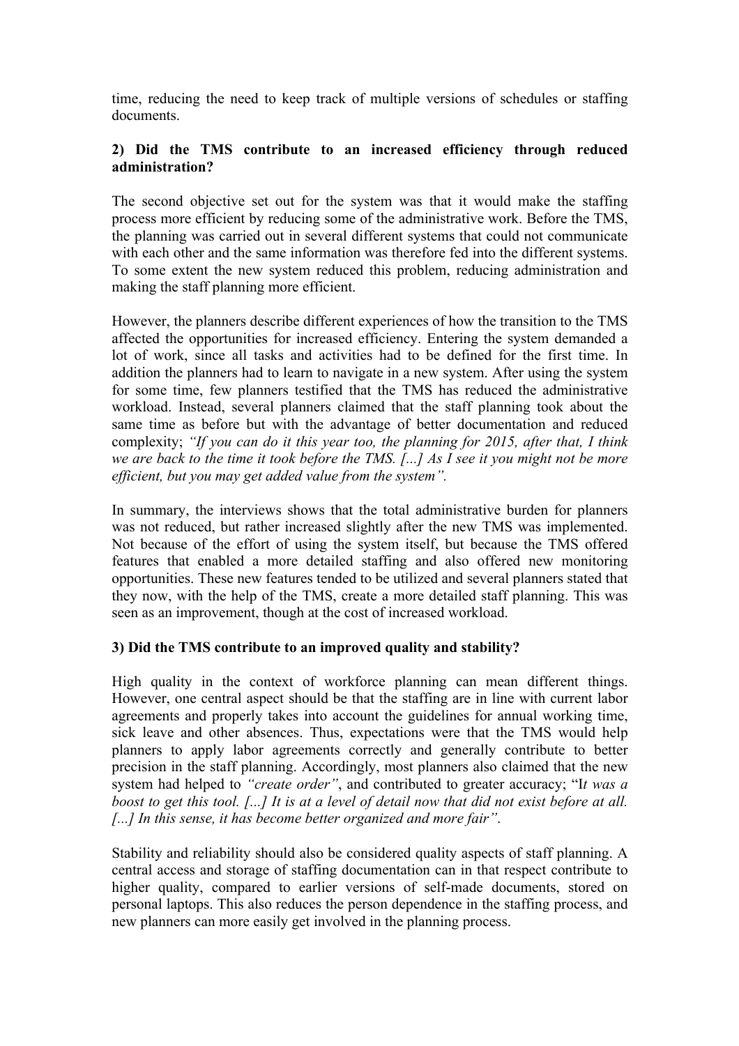time, reducing the need to keep track of multiple versions of schedules or staffing documents.

**2) Did the TMS contribute to an increased efficiency through reduced administration?**

The second objective set out for the system was that it would make the staffing process more efficient by reducing some of the administrative work. Before the TMS, the planning was carried out in several different systems that could not communicate with each other and the same information was therefore fed into the different systems. To some extent the new system reduced this problem, reducing administration and making the staff planning more efficient.

However, the planners describe different experiences of how the transition to the TMS affected the opportunities for increased efficiency. Entering the system demanded a lot of work, since all tasks and activities had to be defined for the first time. In addition the planners had to learn to navigate in a new system. After using the system for some time, few planners testified that the TMS has reduced the administrative workload. Instead, several planners claimed that the staff planning took about the same time as before but with the advantage of better documentation and reduced complexity; *"If you can do it this year too, the planning for 2015, after that, I think we are back to the time it took before the TMS. [...] As I see it you might not be more efficient, but you may get added value from the system"*.

In summary, the interviews shows that the total administrative burden for planners was not reduced, but rather increased slightly after the new TMS was implemented. Not because of the effort of using the system itself, but because the TMS offered features that enabled a more detailed staffing and also offered new monitoring opportunities. These new features tended to be utilized and several planners stated that they now, with the help of the TMS, create a more detailed staff planning. This was seen as an improvement, though at the cost of increased workload.

**3) Did the TMS contribute to an improved quality and stability?**

High quality in the context of workforce planning can mean different things. However, one central aspect should be that the staffing are in line with current labor agreements and properly takes into account the guidelines for annual working time, sick leave and other absences. Thus, expectations were that the TMS would help planners to apply labor agreements correctly and generally contribute to better precision in the staff planning. Accordingly, most planners also claimed that the new system had helped to *"create order"*, and contributed to greater accuracy; "I*t was a boost to get this tool. [...] It is at a level of detail now that did not exist before at all. [...] In this sense, it has become better organized and more fair"*.

Stability and reliability should also be considered quality aspects of staff planning. A central access and storage of staffing documentation can in that respect contribute to higher quality, compared to earlier versions of self-made documents, stored on personal laptops. This also reduces the person dependence in the staffing process, and new planners can more easily get involved in the planning process.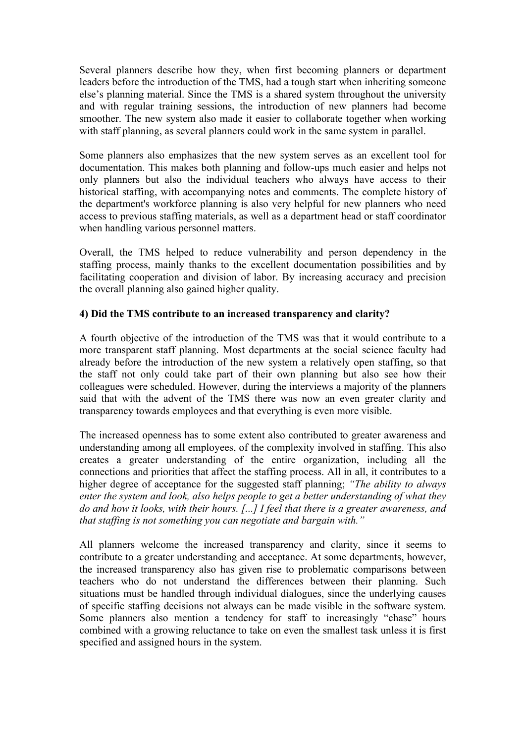Several planners describe how they, when first becoming planners or department leaders before the introduction of the TMS, had a tough start when inheriting someone else's planning material. Since the TMS is a shared system throughout the university and with regular training sessions, the introduction of new planners had become smoother. The new system also made it easier to collaborate together when working with staff planning, as several planners could work in the same system in parallel.

Some planners also emphasizes that the new system serves as an excellent tool for documentation. This makes both planning and follow-ups much easier and helps not only planners but also the individual teachers who always have access to their historical staffing, with accompanying notes and comments. The complete history of the department's workforce planning is also very helpful for new planners who need access to previous staffing materials, as well as a department head or staff coordinator when handling various personnel matters.

Overall, the TMS helped to reduce vulnerability and person dependency in the staffing process, mainly thanks to the excellent documentation possibilities and by facilitating cooperation and division of labor. By increasing accuracy and precision the overall planning also gained higher quality.

**4) Did the TMS contribute to an increased transparency and clarity?**

A fourth objective of the introduction of the TMS was that it would contribute to a more transparent staff planning. Most departments at the social science faculty had already before the introduction of the new system a relatively open staffing, so that the staff not only could take part of their own planning but also see how their colleagues were scheduled. However, during the interviews a majority of the planners said that with the advent of the TMS there was now an even greater clarity and transparency towards employees and that everything is even more visible.

The increased openness has to some extent also contributed to greater awareness and understanding among all employees, of the complexity involved in staffing. This also creates a greater understanding of the entire organization, including all the connections and priorities that affect the staffing process. All in all, it contributes to a higher degree of acceptance for the suggested staff planning; *"The ability to always enter the system and look, also helps people to get a better understanding of what they do and how it looks, with their hours. [...] I feel that there is a greater awareness, and that staffing is not something you can negotiate and bargain with."*

All planners welcome the increased transparency and clarity, since it seems to contribute to a greater understanding and acceptance. At some departments, however, the increased transparency also has given rise to problematic comparisons between teachers who do not understand the differences between their planning. Such situations must be handled through individual dialogues, since the underlying causes of specific staffing decisions not always can be made visible in the software system. Some planners also mention a tendency for staff to increasingly "chase" hours combined with a growing reluctance to take on even the smallest task unless it is first specified and assigned hours in the system.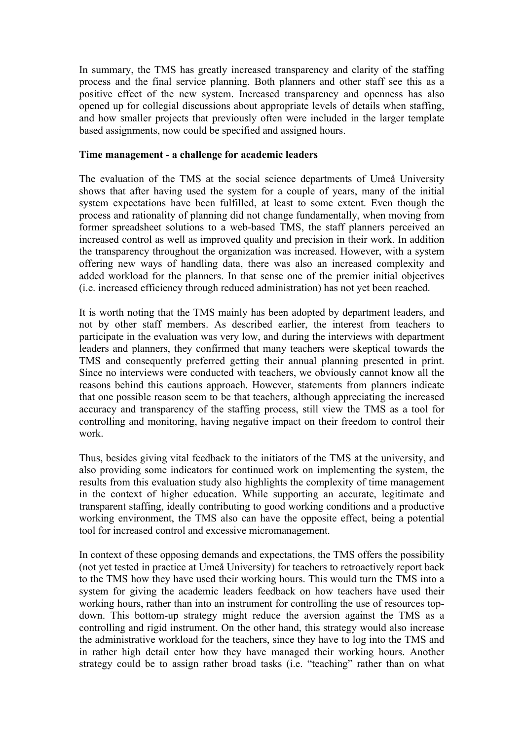In summary, the TMS has greatly increased transparency and clarity of the staffing process and the final service planning. Both planners and other staff see this as a positive effect of the new system. Increased transparency and openness has also opened up for collegial discussions about appropriate levels of details when staffing, and how smaller projects that previously often were included in the larger template based assignments, now could be specified and assigned hours.

**Time management - a challenge for academic leaders**

The evaluation of the TMS at the social science departments of Umeå University shows that after having used the system for a couple of years, many of the initial system expectations have been fulfilled, at least to some extent. Even though the process and rationality of planning did not change fundamentally, when moving from former spreadsheet solutions to a web-based TMS, the staff planners perceived an increased control as well as improved quality and precision in their work. In addition the transparency throughout the organization was increased. However, with a system offering new ways of handling data, there was also an increased complexity and added workload for the planners. In that sense one of the premier initial objectives (i.e. increased efficiency through reduced administration) has not yet been reached.

It is worth noting that the TMS mainly has been adopted by department leaders, and not by other staff members. As described earlier, the interest from teachers to participate in the evaluation was very low, and during the interviews with department leaders and planners, they confirmed that many teachers were skeptical towards the TMS and consequently preferred getting their annual planning presented in print. Since no interviews were conducted with teachers, we obviously cannot know all the reasons behind this cautions approach. However, statements from planners indicate that one possible reason seem to be that teachers, although appreciating the increased accuracy and transparency of the staffing process, still view the TMS as a tool for controlling and monitoring, having negative impact on their freedom to control their work.

Thus, besides giving vital feedback to the initiators of the TMS at the university, and also providing some indicators for continued work on implementing the system, the results from this evaluation study also highlights the complexity of time management in the context of higher education. While supporting an accurate, legitimate and transparent staffing, ideally contributing to good working conditions and a productive working environment, the TMS also can have the opposite effect, being a potential tool for increased control and excessive micromanagement.

In context of these opposing demands and expectations, the TMS offers the possibility (not yet tested in practice at Umeå University) for teachers to retroactively report back to the TMS how they have used their working hours. This would turn the TMS into a system for giving the academic leaders feedback on how teachers have used their working hours, rather than into an instrument for controlling the use of resources top-down. This bottom-up strategy might reduce the aversion against the TMS as a controlling and rigid instrument. On the other hand, this strategy would also increase the administrative workload for the teachers, since they have to log into the TMS and in rather high detail enter how they have managed their working hours. Another strategy could be to assign rather broad tasks (i.e. "teaching" rather than on what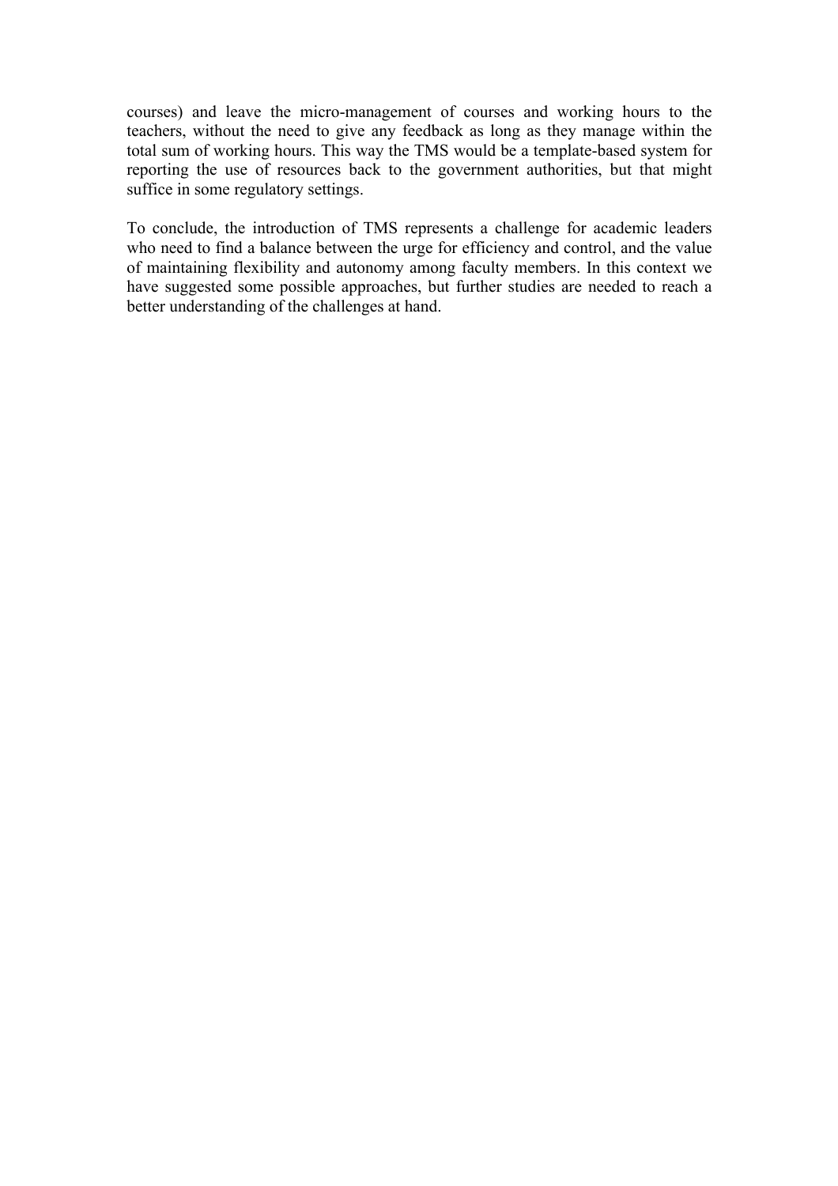courses) and leave the micro-management of courses and working hours to the teachers, without the need to give any feedback as long as they manage within the total sum of working hours. This way the TMS would be a template-based system for reporting the use of resources back to the government authorities, but that might suffice in some regulatory settings.

To conclude, the introduction of TMS represents a challenge for academic leaders who need to find a balance between the urge for efficiency and control, and the value of maintaining flexibility and autonomy among faculty members. In this context we have suggested some possible approaches, but further studies are needed to reach a better understanding of the challenges at hand.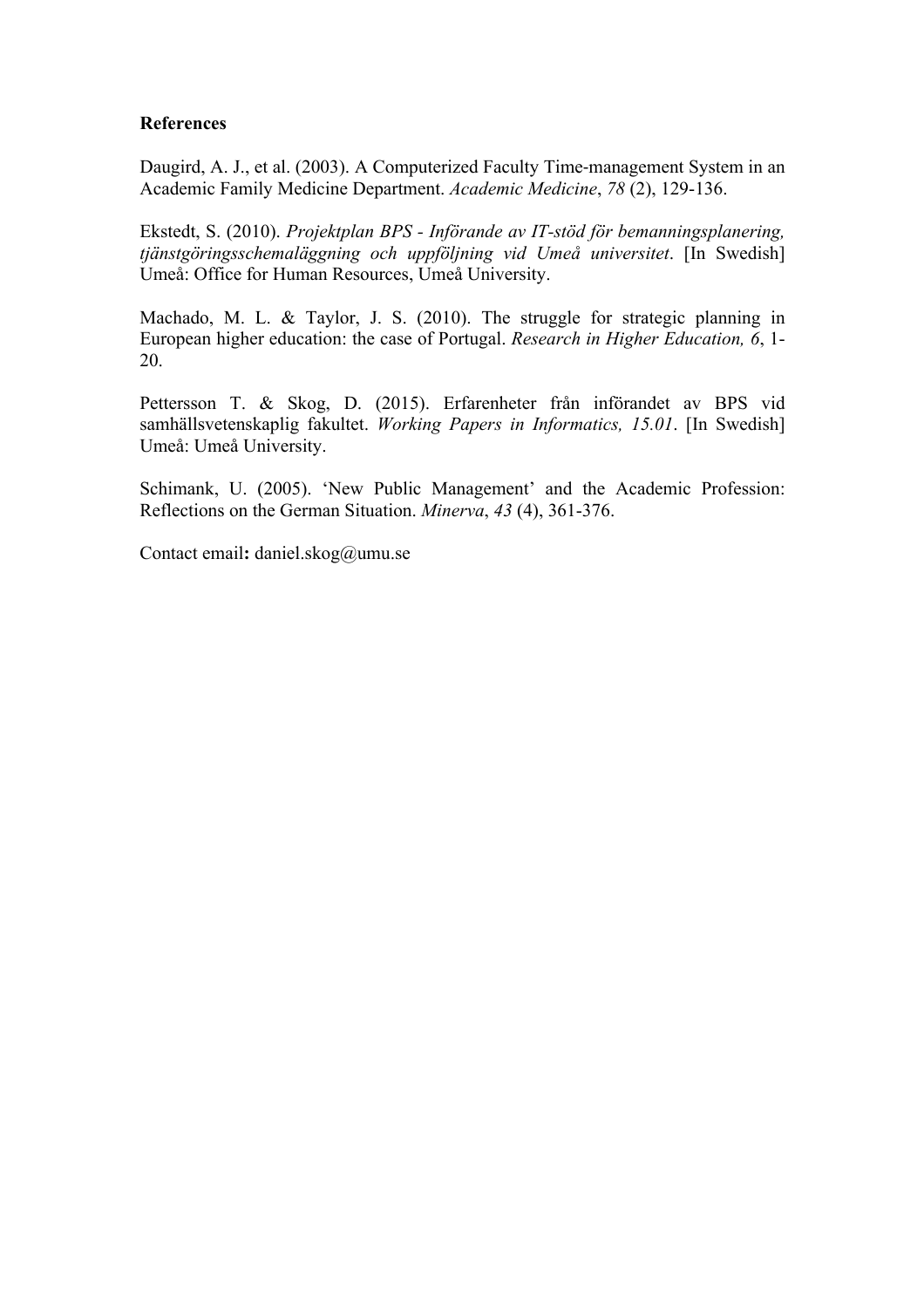**References**

Daugird, A. J., et al. (2003). A Computerized Faculty Time-management System in an Academic Family Medicine Department. *Academic Medicine*, *78* (2), 129-136.

Ekstedt, S. (2010). *Projektplan BPS - Införande av IT-stöd för bemanningsplanering, tjänstgöringsschemaläggning och uppföljning vid Umeå universitet*. [In Swedish] Umeå: Office for Human Resources, Umeå University.

Machado, M. L. & Taylor, J. S. (2010). The struggle for strategic planning in European higher education: the case of Portugal. *Research in Higher Education, 6*, 1-20.

Pettersson T. & Skog, D. (2015). Erfarenheter från införandet av BPS vid samhällsvetenskaplig fakultet. *Working Papers in Informatics, 15.01*. [In Swedish] Umeå: Umeå University.

Schimank, U. (2005). 'New Public Management' and the Academic Profession: Reflections on the German Situation. *Minerva*, *43* (4), 361-376.

Contact email**:** daniel.skog@umu.se